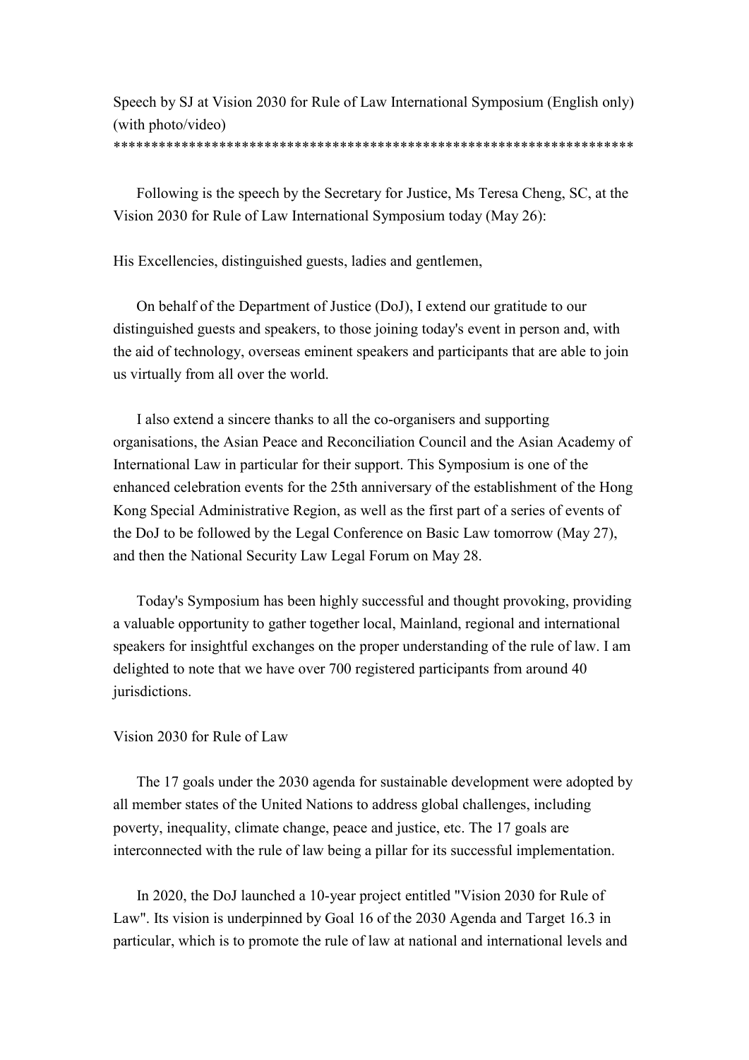# Speech by SJ at Vision 2030 for Rule of Law International Symposium (English only) (with photo/video)

**********************************************************************

Following is the speech by the Secretary for Justice, Ms Teresa Cheng, SC, at the Vision 2030 for Rule of Law International Symposium today (May 26):

His Excellencies, distinguished guests, ladies and gentlemen,

On behalf of the Department of Justice (DoJ), I extend our gratitude to our distinguished guests and speakers, to those joining today's event in person and, with the aid of technology, overseas eminent speakers and participants that are able to join us virtually from all over the world.

I also extend a sincere thanks to all the co-organisers and supporting organisations, the Asian Peace and Reconciliation Council and the Asian Academy of International Law in particular for their support. This Symposium is one of the enhanced celebration events for the 25th anniversary of the establishment of the Hong Kong Special Administrative Region, as well as the first part of a series of events of the DoJ to be followed by the Legal Conference on Basic Law tomorrow (May 27), and then the National Security Law Legal Forum on May 28.

Today's Symposium has been highly successful and thought provoking, providing a valuable opportunity to gather together local, Mainland, regional and international speakers for insightful exchanges on the proper understanding of the rule of law. I am delighted to note that we have over 700 registered participants from around 40 jurisdictions.

## Vision 2030 for Rule of Law

The 17 goals under the 2030 agenda for sustainable development were adopted by all member states of the United Nations to address global challenges, including poverty, inequality, climate change, peace and justice, etc. The 17 goals are interconnected with the rule of law being a pillar for its successful implementation.

In 2020, the DoJ launched a 10-year project entitled "Vision 2030 for Rule of Law". Its vision is underpinned by Goal 16 of the 2030 Agenda and Target 16.3 in particular, which is to promote the rule of law at national and international levels and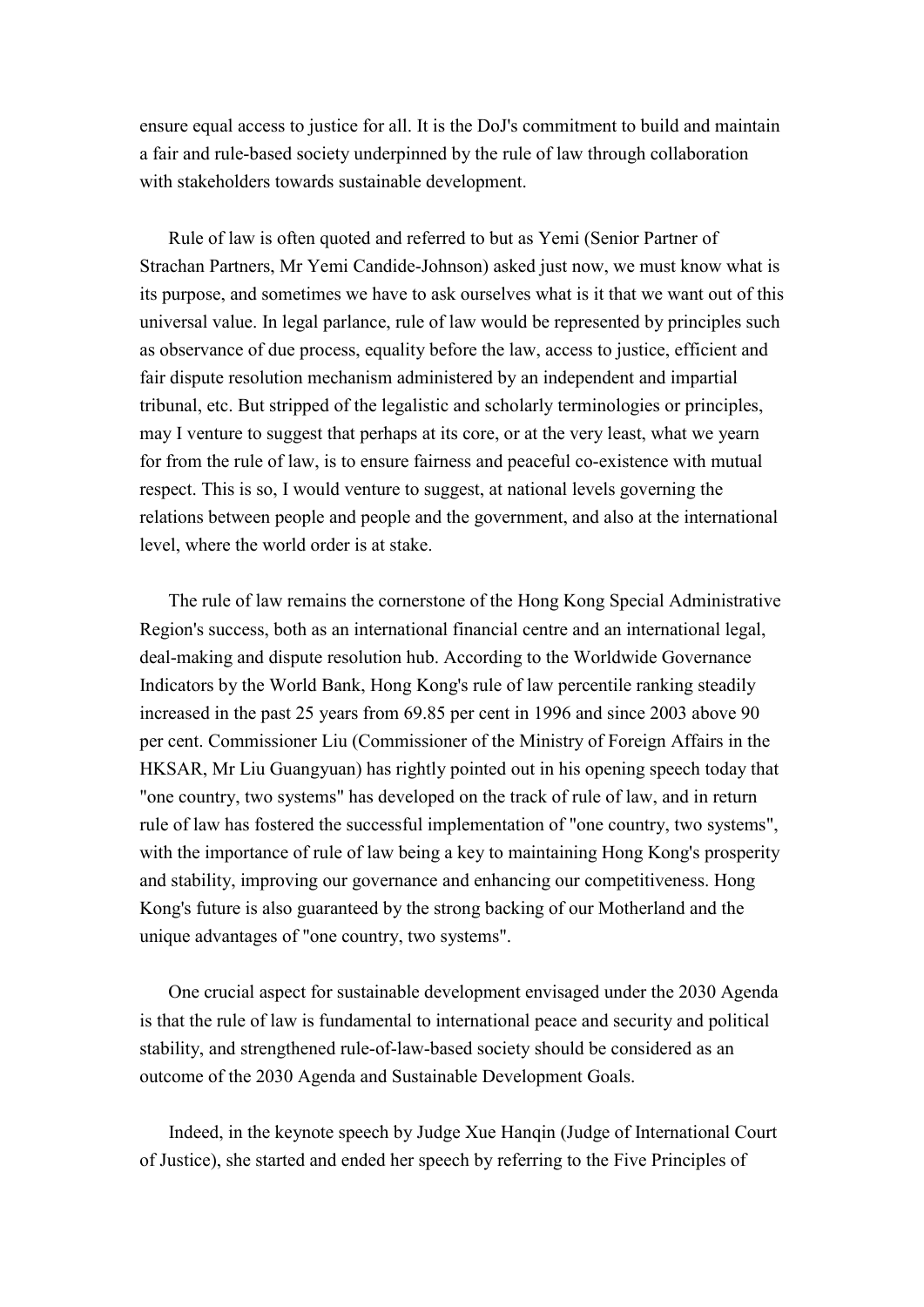ensure equal access to justice for all. It is the DoJ's commitment to build and maintain a fair and rule-based society underpinned by the rule of law through collaboration with stakeholders towards sustainable development.

Rule of law is often quoted and referred to but as Yemi (Senior Partner of Strachan Partners, Mr Yemi Candide-Johnson) asked just now, we must know what is its purpose, and sometimes we have to ask ourselves what is it that we want out of this universal value. In legal parlance, rule of law would be represented by principles such as observance of due process, equality before the law, access to justice, efficient and fair dispute resolution mechanism administered by an independent and impartial tribunal, etc. But stripped of the legalistic and scholarly terminologies or principles, may I venture to suggest that perhaps at its core, or at the very least, what we yearn for from the rule of law, is to ensure fairness and peaceful co-existence with mutual respect. This is so, I would venture to suggest, at national levels governing the relations between people and people and the government, and also at the international level, where the world order is at stake.

The rule of law remains the cornerstone of the Hong Kong Special Administrative Region's success, both as an international financial centre and an international legal, deal-making and dispute resolution hub. According to the Worldwide Governance Indicators by the World Bank, Hong Kong's rule of law percentile ranking steadily increased in the past 25 years from 69.85 per cent in 1996 and since 2003 above 90 per cent. Commissioner Liu (Commissioner of the Ministry of Foreign Affairs in the HKSAR, Mr Liu Guangyuan) has rightly pointed out in his opening speech today that "one country, two systems" has developed on the track of rule of law, and in return rule of law has fostered the successful implementation of "one country, two systems", with the importance of rule of law being a key to maintaining Hong Kong's prosperity and stability, improving our governance and enhancing our competitiveness. Hong Kong's future is also guaranteed by the strong backing of our Motherland and the unique advantages of "one country, two systems".

One crucial aspect for sustainable development envisaged under the 2030 Agenda is that the rule of law is fundamental to international peace and security and political stability, and strengthened rule-of-law-based society should be considered as an outcome of the 2030 Agenda and Sustainable Development Goals.

Indeed, in the keynote speech by Judge Xue Hanqin (Judge of International Court of Justice), she started and ended her speech by referring to the Five Principles of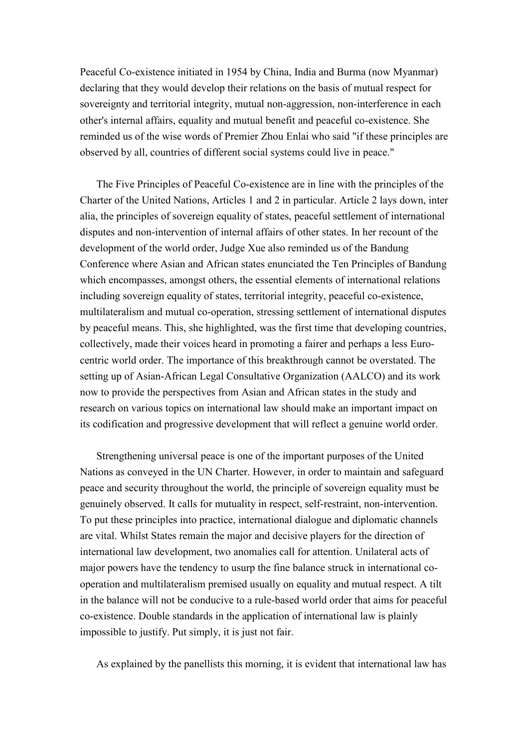Peaceful Co-existence initiated in 1954 by China, India and Burma (now Myanmar) declaring that they would develop their relations on the basis of mutual respect for sovereignty and territorial integrity, mutual non-aggression, non-interference in each other's internal affairs, equality and mutual benefit and peaceful co-existence. She reminded us of the wise words of Premier Zhou Enlai who said "if these principles are observed by all, countries of different social systems could live in peace."

The Five Principles of Peaceful Co-existence are in line with the principles of the Charter of the United Nations, Articles 1 and 2 in particular. Article 2 lays down, inter alia, the principles of sovereign equality of states, peaceful settlement of international disputes and non-intervention of internal affairs of other states. In her recount of the development of the world order, Judge Xue also reminded us of the Bandung Conference where Asian and African states enunciated the Ten Principles of Bandung which encompasses, amongst others, the essential elements of international relations including sovereign equality of states, territorial integrity, peaceful co-existence, multilateralism and mutual co-operation, stressing settlement of international disputes by peaceful means. This, she highlighted, was the first time that developing countries, collectively, made their voices heard in promoting a fairer and perhaps a less Euro-centric world order. The importance of this breakthrough cannot be overstated. The setting up of Asian-African Legal Consultative Organization (AALCO) and its work now to provide the perspectives from Asian and African states in the study and research on various topics on international law should make an important impact on its codification and progressive development that will reflect a genuine world order.

Strengthening universal peace is one of the important purposes of the United Nations as conveyed in the UN Charter. However, in order to maintain and safeguard peace and security throughout the world, the principle of sovereign equality must be genuinely observed. It calls for mutuality in respect, self-restraint, non-intervention. To put these principles into practice, international dialogue and diplomatic channels are vital. Whilst States remain the major and decisive players for the direction of international law development, two anomalies call for attention. Unilateral acts of major powers have the tendency to usurp the fine balance struck in international co-operation and multilateralism premised usually on equality and mutual respect. A tilt in the balance will not be conducive to a rule-based world order that aims for peaceful co-existence. Double standards in the application of international law is plainly impossible to justify. Put simply, it is just not fair.

As explained by the panellists this morning, it is evident that international law has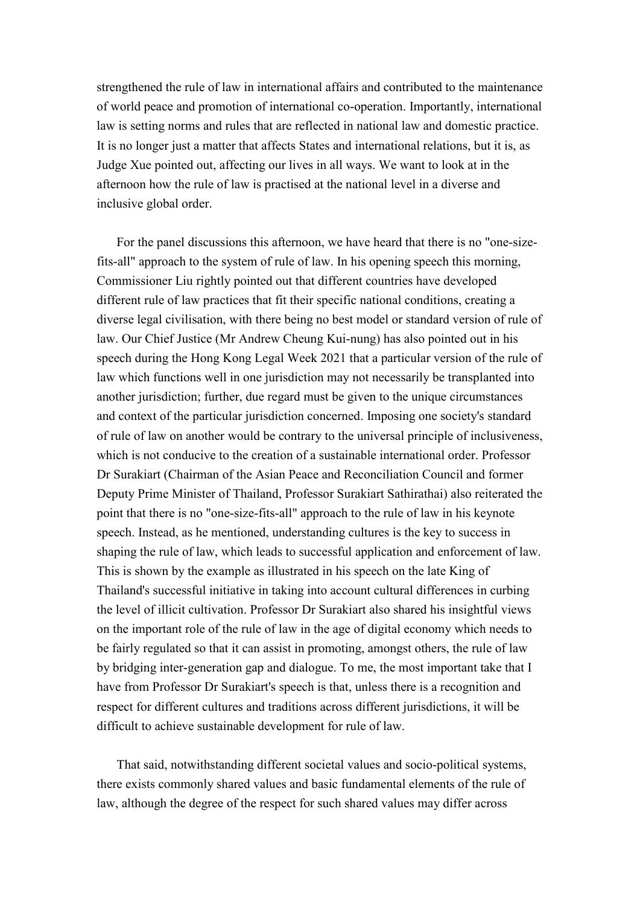strengthened the rule of law in international affairs and contributed to the maintenance of world peace and promotion of international co-operation. Importantly, international law is setting norms and rules that are reflected in national law and domestic practice. It is no longer just a matter that affects States and international relations, but it is, as Judge Xue pointed out, affecting our lives in all ways. We want to look at in the afternoon how the rule of law is practised at the national level in a diverse and inclusive global order.

For the panel discussions this afternoon, we have heard that there is no "one-size-fits-all" approach to the system of rule of law. In his opening speech this morning, Commissioner Liu rightly pointed out that different countries have developed different rule of law practices that fit their specific national conditions, creating a diverse legal civilisation, with there being no best model or standard version of rule of law. Our Chief Justice (Mr Andrew Cheung Kui-nung) has also pointed out in his speech during the Hong Kong Legal Week 2021 that a particular version of the rule of law which functions well in one jurisdiction may not necessarily be transplanted into another jurisdiction; further, due regard must be given to the unique circumstances and context of the particular jurisdiction concerned. Imposing one society's standard of rule of law on another would be contrary to the universal principle of inclusiveness, which is not conducive to the creation of a sustainable international order. Professor Dr Surakiart (Chairman of the Asian Peace and Reconciliation Council and former Deputy Prime Minister of Thailand, Professor Surakiart Sathirathai) also reiterated the point that there is no "one-size-fits-all" approach to the rule of law in his keynote speech. Instead, as he mentioned, understanding cultures is the key to success in shaping the rule of law, which leads to successful application and enforcement of law. This is shown by the example as illustrated in his speech on the late King of Thailand's successful initiative in taking into account cultural differences in curbing the level of illicit cultivation. Professor Dr Surakiart also shared his insightful views on the important role of the rule of law in the age of digital economy which needs to be fairly regulated so that it can assist in promoting, amongst others, the rule of law by bridging inter-generation gap and dialogue. To me, the most important take that I have from Professor Dr Surakiart's speech is that, unless there is a recognition and respect for different cultures and traditions across different jurisdictions, it will be difficult to achieve sustainable development for rule of law.

That said, notwithstanding different societal values and socio-political systems, there exists commonly shared values and basic fundamental elements of the rule of law, although the degree of the respect for such shared values may differ across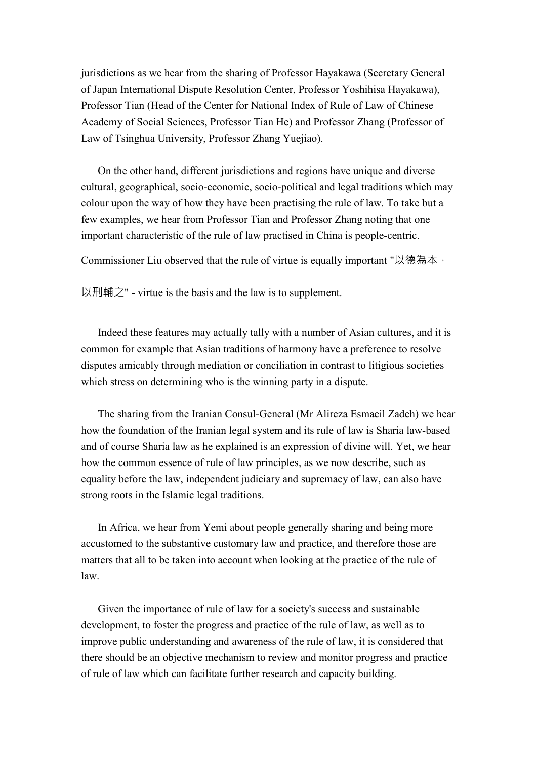jurisdictions as we hear from the sharing of Professor Hayakawa (Secretary General of Japan International Dispute Resolution Center, Professor Yoshihisa Hayakawa), Professor Tian (Head of the Center for National Index of Rule of Law of Chinese Academy of Social Sciences, Professor Tian He) and Professor Zhang (Professor of Law of Tsinghua University, Professor Zhang Yuejiao).

On the other hand, different jurisdictions and regions have unique and diverse cultural, geographical, socio-economic, socio-political and legal traditions which may colour upon the way of how they have been practising the rule of law. To take but a few examples, we hear from Professor Tian and Professor Zhang noting that one important characteristic of the rule of law practised in China is people-centric. Commissioner Liu observed that the rule of virtue is equally important "以德為本，以刑輔之" - virtue is the basis and the law is to supplement.

Indeed these features may actually tally with a number of Asian cultures, and it is common for example that Asian traditions of harmony have a preference to resolve disputes amicably through mediation or conciliation in contrast to litigious societies which stress on determining who is the winning party in a dispute.

The sharing from the Iranian Consul-General (Mr Alireza Esmaeil Zadeh) we hear how the foundation of the Iranian legal system and its rule of law is Sharia law-based and of course Sharia law as he explained is an expression of divine will. Yet, we hear how the common essence of rule of law principles, as we now describe, such as equality before the law, independent judiciary and supremacy of law, can also have strong roots in the Islamic legal traditions.

In Africa, we hear from Yemi about people generally sharing and being more accustomed to the substantive customary law and practice, and therefore those are matters that all to be taken into account when looking at the practice of the rule of law.

Given the importance of rule of law for a society's success and sustainable development, to foster the progress and practice of the rule of law, as well as to improve public understanding and awareness of the rule of law, it is considered that there should be an objective mechanism to review and monitor progress and practice of rule of law which can facilitate further research and capacity building.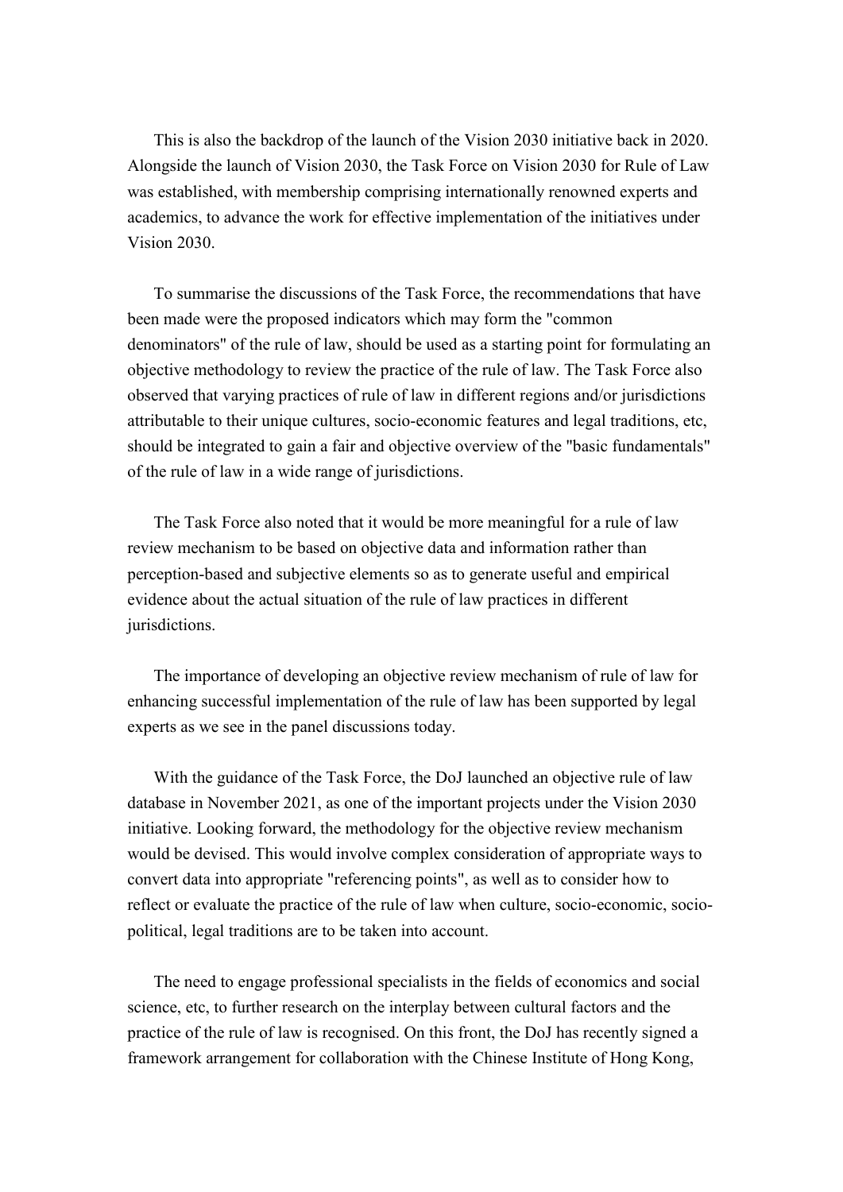This is also the backdrop of the launch of the Vision 2030 initiative back in 2020. Alongside the launch of Vision 2030, the Task Force on Vision 2030 for Rule of Law was established, with membership comprising internationally renowned experts and academics, to advance the work for effective implementation of the initiatives under Vision 2030.

To summarise the discussions of the Task Force, the recommendations that have been made were the proposed indicators which may form the "common denominators" of the rule of law, should be used as a starting point for formulating an objective methodology to review the practice of the rule of law. The Task Force also observed that varying practices of rule of law in different regions and/or jurisdictions attributable to their unique cultures, socio-economic features and legal traditions, etc, should be integrated to gain a fair and objective overview of the "basic fundamentals" of the rule of law in a wide range of jurisdictions.

The Task Force also noted that it would be more meaningful for a rule of law review mechanism to be based on objective data and information rather than perception-based and subjective elements so as to generate useful and empirical evidence about the actual situation of the rule of law practices in different jurisdictions.

The importance of developing an objective review mechanism of rule of law for enhancing successful implementation of the rule of law has been supported by legal experts as we see in the panel discussions today.

With the guidance of the Task Force, the DoJ launched an objective rule of law database in November 2021, as one of the important projects under the Vision 2030 initiative. Looking forward, the methodology for the objective review mechanism would be devised. This would involve complex consideration of appropriate ways to convert data into appropriate "referencing points", as well as to consider how to reflect or evaluate the practice of the rule of law when culture, socio-economic, socio-political, legal traditions are to be taken into account.

The need to engage professional specialists in the fields of economics and social science, etc, to further research on the interplay between cultural factors and the practice of the rule of law is recognised. On this front, the DoJ has recently signed a framework arrangement for collaboration with the Chinese Institute of Hong Kong,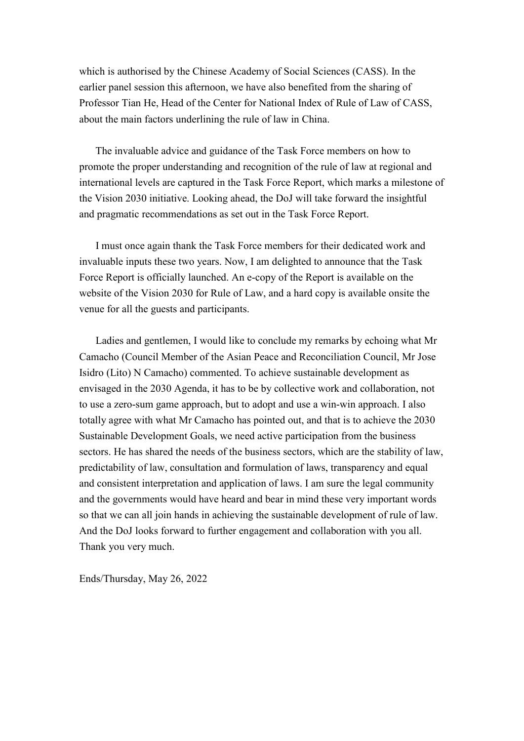which is authorised by the Chinese Academy of Social Sciences (CASS). In the earlier panel session this afternoon, we have also benefited from the sharing of Professor Tian He, Head of the Center for National Index of Rule of Law of CASS, about the main factors underlining the rule of law in China.

The invaluable advice and guidance of the Task Force members on how to promote the proper understanding and recognition of the rule of law at regional and international levels are captured in the Task Force Report, which marks a milestone of the Vision 2030 initiative. Looking ahead, the DoJ will take forward the insightful and pragmatic recommendations as set out in the Task Force Report.

I must once again thank the Task Force members for their dedicated work and invaluable inputs these two years. Now, I am delighted to announce that the Task Force Report is officially launched. An e-copy of the Report is available on the website of the Vision 2030 for Rule of Law, and a hard copy is available onsite the venue for all the guests and participants.

Ladies and gentlemen, I would like to conclude my remarks by echoing what Mr Camacho (Council Member of the Asian Peace and Reconciliation Council, Mr Jose Isidro (Lito) N Camacho) commented. To achieve sustainable development as envisaged in the 2030 Agenda, it has to be by collective work and collaboration, not to use a zero-sum game approach, but to adopt and use a win-win approach. I also totally agree with what Mr Camacho has pointed out, and that is to achieve the 2030 Sustainable Development Goals, we need active participation from the business sectors. He has shared the needs of the business sectors, which are the stability of law, predictability of law, consultation and formulation of laws, transparency and equal and consistent interpretation and application of laws. I am sure the legal community and the governments would have heard and bear in mind these very important words so that we can all join hands in achieving the sustainable development of rule of law. And the DoJ looks forward to further engagement and collaboration with you all. Thank you very much.

Ends/Thursday, May 26, 2022